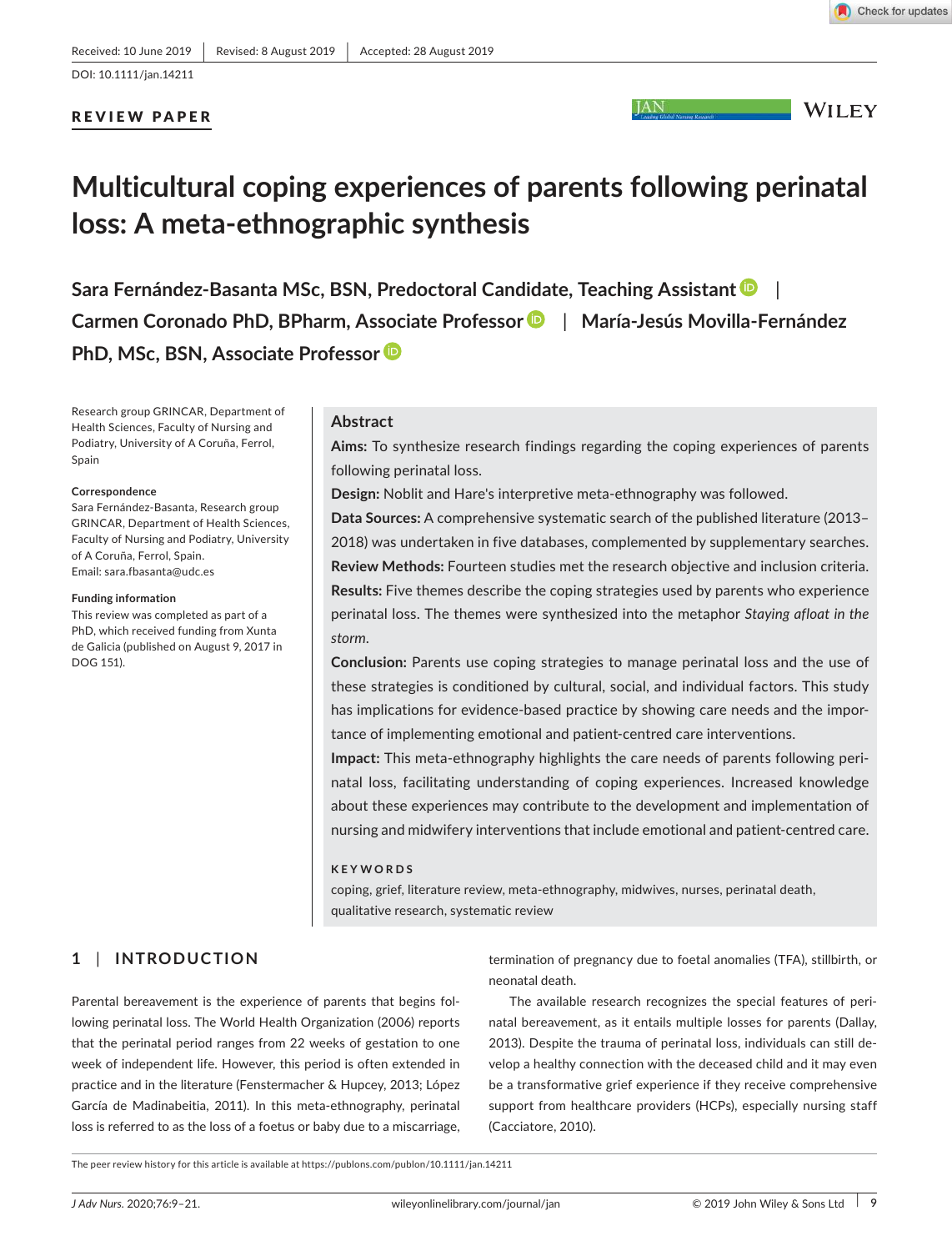Received: 10 June 2019 | Revised: 8 August 2019 | Accepted: 28 August 2019

DOI: 10.1111/jan.14211

**REVIEW PAPER**

# Multicultural coping experiences of parents following perinatal loss: A meta-ethnographic synthesis

**Sara Fernández-Basanta MSc, BSN, Predoctoral Candidate, Teaching Assistant** | **Carmen Coronado PhD, BPharm, Associate Professor** | **María-Jesús Movilla-Fernández PhD, MSc, BSN, Associate Professor**

Research group GRINCAR, Department of Health Sciences, Faculty of Nursing and Podiatry, University of A Coruña, Ferrol, Spain

**Correspondence**
Sara Fernández-Basanta, Research group GRINCAR, Department of Health Sciences, Faculty of Nursing and Podiatry, University of A Coruña, Ferrol, Spain.
Email: sara.fbasanta@udc.es

**Funding information**
This review was completed as part of a PhD, which received funding from Xunta de Galicia (published on August 9, 2017 in DOG 151).

## Abstract

**Aims:** To synthesize research findings regarding the coping experiences of parents following perinatal loss.

**Design:** Noblit and Hare's interpretive meta-ethnography was followed.

**Data Sources:** A comprehensive systematic search of the published literature (2013–2018) was undertaken in five databases, complemented by supplementary searches.

**Review Methods:** Fourteen studies met the research objective and inclusion criteria.

**Results:** Five themes describe the coping strategies used by parents who experience perinatal loss. The themes were synthesized into the metaphor *Staying afloat in the storm*.

**Conclusion:** Parents use coping strategies to manage perinatal loss and the use of these strategies is conditioned by cultural, social, and individual factors. This study has implications for evidence-based practice by showing care needs and the importance of implementing emotional and patient-centred care interventions.

**Impact:** This meta-ethnography highlights the care needs of parents following perinatal loss, facilitating understanding of coping experiences. Increased knowledge about these experiences may contribute to the development and implementation of nursing and midwifery interventions that include emotional and patient-centred care.

**KEYWORDS**

coping, grief, literature review, meta-ethnography, midwives, nurses, perinatal death, qualitative research, systematic review

## 1 | INTRODUCTION

Parental bereavement is the experience of parents that begins following perinatal loss. The World Health Organization (2006) reports that the perinatal period ranges from 22 weeks of gestation to one week of independent life. However, this period is often extended in practice and in the literature (Fenstermacher & Hupcey, 2013; López García de Madinabeitia, 2011). In this meta-ethnography, perinatal loss is referred to as the loss of a foetus or baby due to a miscarriage, termination of pregnancy due to foetal anomalies (TFA), stillbirth, or neonatal death.

The available research recognizes the special features of perinatal bereavement, as it entails multiple losses for parents (Dallay, 2013). Despite the trauma of perinatal loss, individuals can still develop a healthy connection with the deceased child and it may even be a transformative grief experience if they receive comprehensive support from healthcare providers (HCPs), especially nursing staff (Cacciatore, 2010).

The peer review history for this article is available at https://publons.com/publon/10.1111/jan.14211

© 2019 John Wiley & Sons Ltd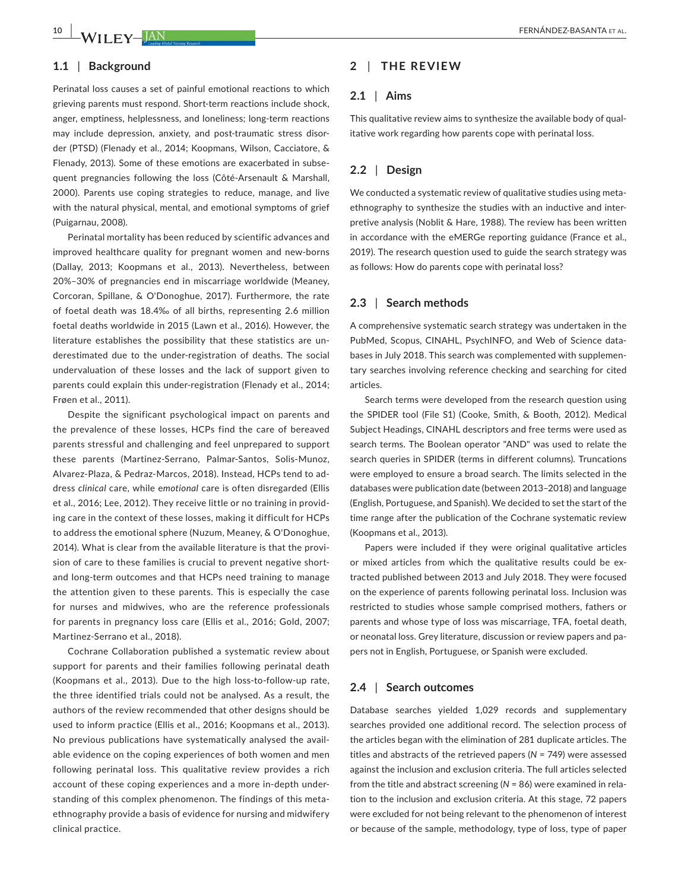### 1.1 | Background

Perinatal loss causes a set of painful emotional reactions to which grieving parents must respond. Short-term reactions include shock, anger, emptiness, helplessness, and loneliness; long-term reactions may include depression, anxiety, and post-traumatic stress disorder (PTSD) (Flenady et al., 2014; Koopmans, Wilson, Cacciatore, & Flenady, 2013). Some of these emotions are exacerbated in subsequent pregnancies following the loss (Côté-Arsenault & Marshall, 2000). Parents use coping strategies to reduce, manage, and live with the natural physical, mental, and emotional symptoms of grief (Puigarnau, 2008).

Perinatal mortality has been reduced by scientific advances and improved healthcare quality for pregnant women and new-borns (Dallay, 2013; Koopmans et al., 2013). Nevertheless, between 20%–30% of pregnancies end in miscarriage worldwide (Meaney, Corcoran, Spillane, & O'Donoghue, 2017). Furthermore, the rate of foetal death was 18.4‰ of all births, representing 2.6 million foetal deaths worldwide in 2015 (Lawn et al., 2016). However, the literature establishes the possibility that these statistics are underestimated due to the under-registration of deaths. The social undervaluation of these losses and the lack of support given to parents could explain this under-registration (Flenady et al., 2014; Frøen et al., 2011).

Despite the significant psychological impact on parents and the prevalence of these losses, HCPs find the care of bereaved parents stressful and challenging and feel unprepared to support these parents (Martinez-Serrano, Palmar-Santos, Solis-Munoz, Alvarez-Plaza, & Pedraz-Marcos, 2018). Instead, HCPs tend to address *clinical* care, while e*motional* care is often disregarded (Ellis et al., 2016; Lee, 2012). They receive little or no training in providing care in the context of these losses, making it difficult for HCPs to address the emotional sphere (Nuzum, Meaney, & O'Donoghue, 2014). What is clear from the available literature is that the provision of care to these families is crucial to prevent negative short- and long-term outcomes and that HCPs need training to manage the attention given to these parents. This is especially the case for nurses and midwives, who are the reference professionals for parents in pregnancy loss care (Ellis et al., 2016; Gold, 2007; Martinez-Serrano et al., 2018).

Cochrane Collaboration published a systematic review about support for parents and their families following perinatal death (Koopmans et al., 2013). Due to the high loss-to-follow-up rate, the three identified trials could not be analysed. As a result, the authors of the review recommended that other designs should be used to inform practice (Ellis et al., 2016; Koopmans et al., 2013). No previous publications have systematically analysed the available evidence on the coping experiences of both women and men following perinatal loss. This qualitative review provides a rich account of these coping experiences and a more in-depth understanding of this complex phenomenon. The findings of this meta-ethnography provide a basis of evidence for nursing and midwifery clinical practice.

## 2 | THE REVIEW

### 2.1 | Aims

This qualitative review aims to synthesize the available body of qualitative work regarding how parents cope with perinatal loss.

### 2.2 | Design

We conducted a systematic review of qualitative studies using meta-ethnography to synthesize the studies with an inductive and interpretive analysis (Noblit & Hare, 1988). The review has been written in accordance with the eMERGe reporting guidance (France et al., 2019). The research question used to guide the search strategy was as follows: How do parents cope with perinatal loss?

### 2.3 | Search methods

A comprehensive systematic search strategy was undertaken in the PubMed, Scopus, CINAHL, PsychINFO, and Web of Science databases in July 2018. This search was complemented with supplementary searches involving reference checking and searching for cited articles.

Search terms were developed from the research question using the SPIDER tool (File S1) (Cooke, Smith, & Booth, 2012). Medical Subject Headings, CINAHL descriptors and free terms were used as search terms. The Boolean operator "AND" was used to relate the search queries in SPIDER (terms in different columns). Truncations were employed to ensure a broad search. The limits selected in the databases were publication date (between 2013–2018) and language (English, Portuguese, and Spanish). We decided to set the start of the time range after the publication of the Cochrane systematic review (Koopmans et al., 2013).

Papers were included if they were original qualitative articles or mixed articles from which the qualitative results could be extracted published between 2013 and July 2018. They were focused on the experience of parents following perinatal loss. Inclusion was restricted to studies whose sample comprised mothers, fathers or parents and whose type of loss was miscarriage, TFA, foetal death, or neonatal loss. Grey literature, discussion or review papers and papers not in English, Portuguese, or Spanish were excluded.

### 2.4 | Search outcomes

Database searches yielded 1,029 records and supplementary searches provided one additional record. The selection process of the articles began with the elimination of 281 duplicate articles. The titles and abstracts of the retrieved papers ($N$ = 749) were assessed against the inclusion and exclusion criteria. The full articles selected from the title and abstract screening ($N$ = 86) were examined in relation to the inclusion and exclusion criteria. At this stage, 72 papers were excluded for not being relevant to the phenomenon of interest or because of the sample, methodology, type of loss, type of paper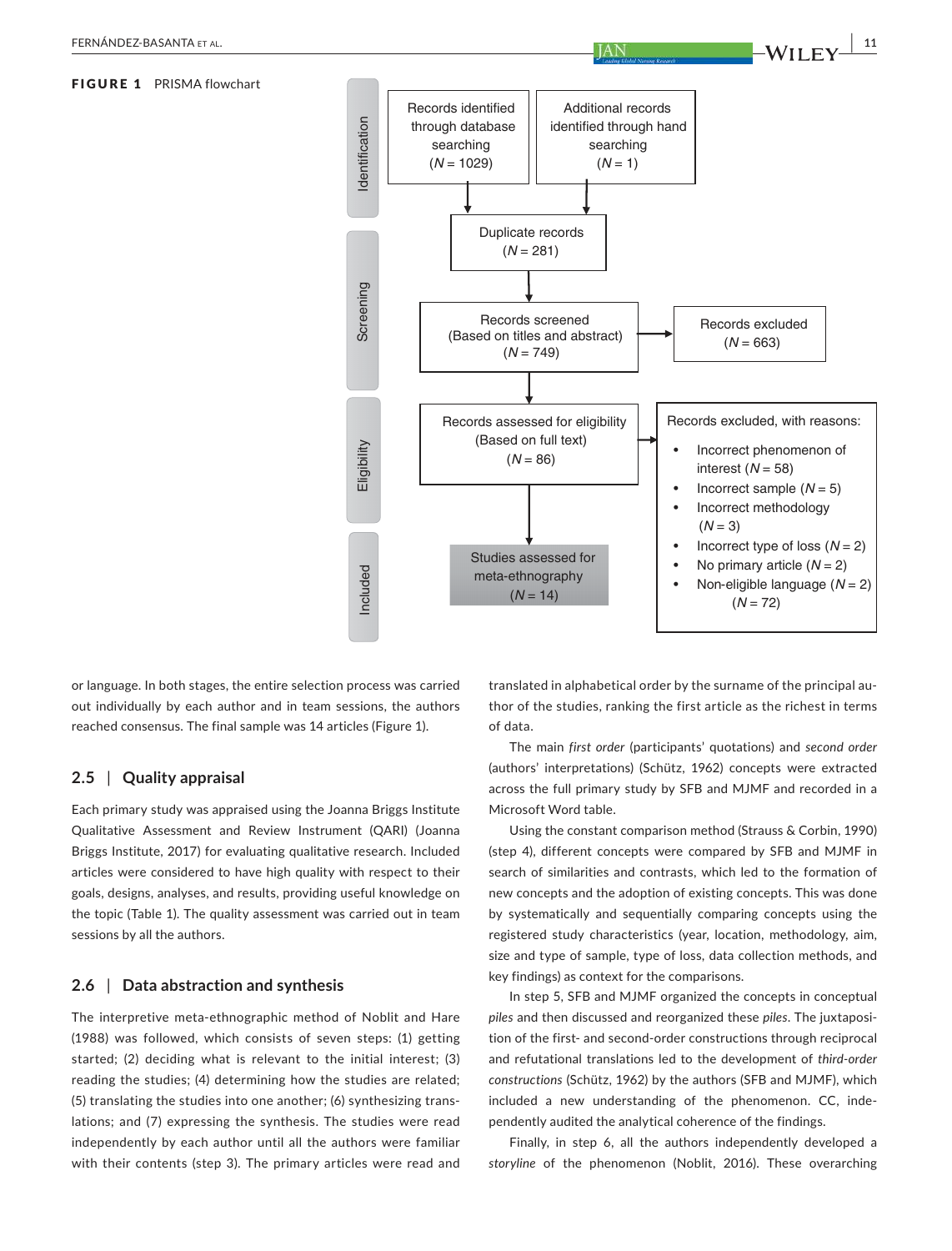FIGURE 1 PRISMA flowchart

Identification

Records identified through database searching ($N$ = 1029)

Additional records identified through hand searching ($N$ = 1)

Duplicate records ($N$ = 281)

Screening

Records screened (Based on titles and abstract) ($N$ = 749)

Records excluded ($N$ = 663)

Eligibility

Records assessed for eligibility (Based on full text) ($N$ = 86)

Records excluded, with reasons:

- Incorrect phenomenon of interest ($N$ = 58)
- Incorrect sample ($N$ = 5)
- Incorrect methodology ($N$ = 3)
- Incorrect type of loss ($N$ = 2)
- No primary article ($N$ = 2)
- Non-eligible language ($N$ = 2)

($N$ = 72)

Included

Studies assessed for meta-ethnography ($N$ = 14)

or language. In both stages, the entire selection process was carried out individually by each author and in team sessions, the authors reached consensus. The final sample was 14 articles (Figure 1).

## 2.5 | Quality appraisal

Each primary study was appraised using the Joanna Briggs Institute Qualitative Assessment and Review Instrument (QARI) (Joanna Briggs Institute, 2017) for evaluating qualitative research. Included articles were considered to have high quality with respect to their goals, designs, analyses, and results, providing useful knowledge on the topic (Table 1). The quality assessment was carried out in team sessions by all the authors.

## 2.6 | Data abstraction and synthesis

The interpretive meta-ethnographic method of Noblit and Hare (1988) was followed, which consists of seven steps: (1) getting started; (2) deciding what is relevant to the initial interest; (3) reading the studies; (4) determining how the studies are related; (5) translating the studies into one another; (6) synthesizing translations; and (7) expressing the synthesis. The studies were read independently by each author until all the authors were familiar with their contents (step 3). The primary articles were read and translated in alphabetical order by the surname of the principal author of the studies, ranking the first article as the richest in terms of data.

The main *first order* (participants' quotations) and *second order* (authors' interpretations) (Schütz, 1962) concepts were extracted across the full primary study by SFB and MJMF and recorded in a Microsoft Word table.

Using the constant comparison method (Strauss & Corbin, 1990) (step 4), different concepts were compared by SFB and MJMF in search of similarities and contrasts, which led to the formation of new concepts and the adoption of existing concepts. This was done by systematically and sequentially comparing concepts using the registered study characteristics (year, location, methodology, aim, size and type of sample, type of loss, data collection methods, and key findings) as context for the comparisons.

In step 5, SFB and MJMF organized the concepts in conceptual *piles* and then discussed and reorganized these *piles*. The juxtaposition of the first- and second-order constructions through reciprocal and refutational translations led to the development of *third-order constructions* (Schütz, 1962) by the authors (SFB and MJMF), which included a new understanding of the phenomenon. CC, independently audited the analytical coherence of the findings.

Finally, in step 6, all the authors independently developed a *storyline* of the phenomenon (Noblit, 2016). These overarching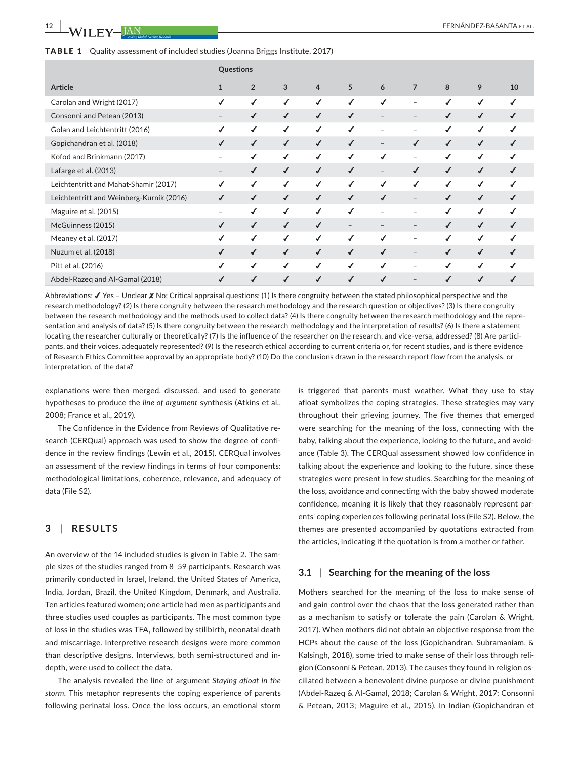**TABLE 1** Quality assessment of included studies (Joanna Briggs Institute, 2017)

| | Questions | | | | | | | | | |
|---|---|---|---|---|---|---|---|---|---|---|
| Article | 1 | 2 | 3 | 4 | 5 | 6 | 7 | 8 | 9 | 10 |
| Carolan and Wright (2017) | ✓ | ✓ | ✓ | ✓ | ✓ | ✓ | – | ✓ | ✓ | ✓ |
| Consonni and Petean (2013) | – | ✓ | ✓ | ✓ | ✓ | – | – | ✓ | ✓ | ✓ |
| Golan and Leichtentritt (2016) | ✓ | ✓ | ✓ | ✓ | ✓ | – | – | ✓ | ✓ | ✓ |
| Gopichandran et al. (2018) | ✓ | ✓ | ✓ | ✓ | ✓ | – | ✓ | ✓ | ✓ | ✓ |
| Kofod and Brinkmann (2017) | – | ✓ | ✓ | ✓ | ✓ | ✓ | – | ✓ | ✓ | ✓ |
| Lafarge et al. (2013) | – | ✓ | ✓ | ✓ | ✓ | – | ✓ | ✓ | ✓ | ✓ |
| Leichtentritt and Mahat-Shamir (2017) | ✓ | ✓ | ✓ | ✓ | ✓ | ✓ | ✓ | ✓ | ✓ | ✓ |
| Leichtentritt and Weinberg-Kurnik (2016) | ✓ | ✓ | ✓ | ✓ | ✓ | ✓ | – | ✓ | ✓ | ✓ |
| Maguire et al. (2015) | – | ✓ | ✓ | ✓ | ✓ | – | – | ✓ | ✓ | ✓ |
| McGuinness (2015) | ✓ | ✓ | ✓ | ✓ | – | – | – | ✓ | ✓ | ✓ |
| Meaney et al. (2017) | ✓ | ✓ | ✓ | ✓ | ✓ | ✓ | – | ✓ | ✓ | ✓ |
| Nuzum et al. (2018) | ✓ | ✓ | ✓ | ✓ | ✓ | ✓ | – | ✓ | ✓ | ✓ |
| Pitt et al. (2016) | ✓ | ✓ | ✓ | ✓ | ✓ | ✓ | – | ✓ | ✓ | ✓ |
| Abdel-Razeq and Al-Gamal (2018) | ✓ | ✓ | ✓ | ✓ | ✓ | ✓ | – | ✓ | ✓ | ✓ |

Abbreviations: ✓ Yes – Unclear ✗ No; Critical appraisal questions: (1) Is there congruity between the stated philosophical perspective and the research methodology? (2) Is there congruity between the research methodology and the research question or objectives? (3) Is there congruity between the research methodology and the methods used to collect data? (4) Is there congruity between the research methodology and the representation and analysis of data? (5) Is there congruity between the research methodology and the interpretation of results? (6) Is there a statement locating the researcher culturally or theoretically? (7) Is the influence of the researcher on the research, and vice-versa, addressed? (8) Are participants, and their voices, adequately represented? (9) Is the research ethical according to current criteria or, for recent studies, and is there evidence of Research Ethics Committee approval by an appropriate body? (10) Do the conclusions drawn in the research report flow from the analysis, or interpretation, of the data?

explanations were then merged, discussed, and used to generate hypotheses to produce the *line of argument* synthesis (Atkins et al., 2008; France et al., 2019).

The Confidence in the Evidence from Reviews of Qualitative research (CERQual) approach was used to show the degree of confidence in the review findings (Lewin et al., 2015). CERQual involves an assessment of the review findings in terms of four components: methodological limitations, coherence, relevance, and adequacy of data (File S2).

## 3 | RESULTS

An overview of the 14 included studies is given in Table 2. The sample sizes of the studies ranged from 8–59 participants. Research was primarily conducted in Israel, Ireland, the United States of America, India, Jordan, Brazil, the United Kingdom, Denmark, and Australia. Ten articles featured women; one article had men as participants and three studies used couples as participants. The most common type of loss in the studies was TFA, followed by stillbirth, neonatal death and miscarriage. Interpretive research designs were more common than descriptive designs. Interviews, both semi-structured and in-depth, were used to collect the data.

The analysis revealed the line of argument *Staying afloat in the storm*. This metaphor represents the coping experience of parents following perinatal loss. Once the loss occurs, an emotional storm is triggered that parents must weather. What they use to stay afloat symbolizes the coping strategies. These strategies may vary throughout their grieving journey. The five themes that emerged were searching for the meaning of the loss, connecting with the baby, talking about the experience, looking to the future, and avoidance (Table 3). The CERQual assessment showed low confidence in talking about the experience and looking to the future, since these strategies were present in few studies. Searching for the meaning of the loss, avoidance and connecting with the baby showed moderate confidence, meaning it is likely that they reasonably represent parents' coping experiences following perinatal loss (File S2). Below, the themes are presented accompanied by quotations extracted from the articles, indicating if the quotation is from a mother or father.

### 3.1 | Searching for the meaning of the loss

Mothers searched for the meaning of the loss to make sense of and gain control over the chaos that the loss generated rather than as a mechanism to satisfy or tolerate the pain (Carolan & Wright, 2017). When mothers did not obtain an objective response from the HCPs about the cause of the loss (Gopichandran, Subramaniam, & Kalsingh, 2018), some tried to make sense of their loss through religion (Consonni & Petean, 2013). The causes they found in religion oscillated between a benevolent divine purpose or divine punishment (Abdel-Razeq & Al-Gamal, 2018; Carolan & Wright, 2017; Consonni & Petean, 2013; Maguire et al., 2015). In Indian (Gopichandran et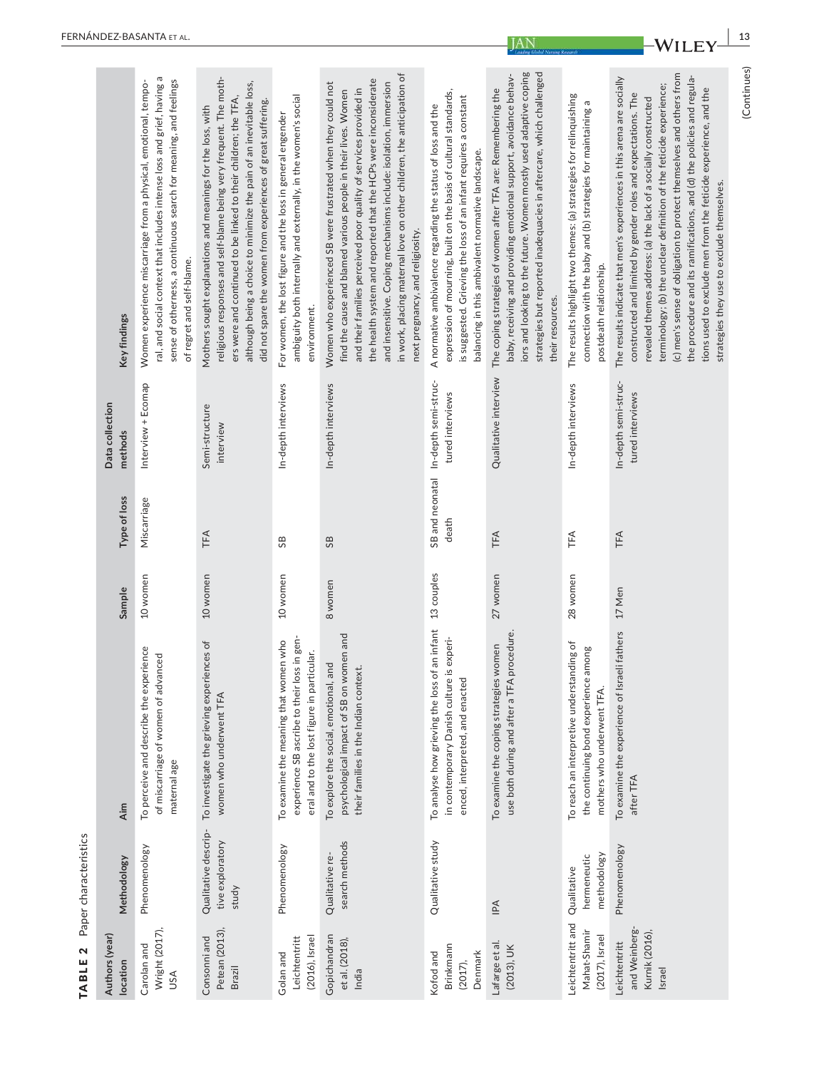**TABLE 2** Paper characteristics

| Authors (year) location | Methodology | Aim | Sample | Type of loss | Data collection methods | Key findings |
|---|---|---|---|---|---|---|
| Carolan and Wright (2017), USA | Phenomenology | To perceive and describe the experience of miscarriage of women of advanced maternal age | 10 women | Miscarriage | Interview + Ecomap | Women experience miscarriage from a physical, emotional, temporal, and social context that includes intense loss and grief, having a sense of otherness, a continuous search for meaning, and feelings of regret and self-blame. |
| Consonni and Petean (2013), Brazil | Qualitative descriptive exploratory study | To investigate the grieving experiences of women who underwent TFA | 10 women | TFA | Semi-structure interview | Mothers sought explanations and meanings for the loss, with religious responses and self-blame being very frequent. The mothers were and continued to be linked to their children; the TFA, although being a choice to minimize the pain of an inevitable loss, did not spare the women from experiences of great suffering. |
| Golan and Leichtentritt (2016), Israel | Phenomenology | To examine the meaning that women who experience SB ascribe to their loss in general and to the lost figure in particular. | 10 women | SB | In-depth interviews | For women, the lost figure and the loss in general engender ambiguity both internally and externally, in the women's social environment. |
| Gopichandran et al. (2018), India | Qualitative research methods | To explore the social, emotional, and psychological impact of SB on women and their families in the Indian context. | 8 women | SB | In-depth interviews | Women who experienced SB were frustrated when they could not find the cause and blamed various people in their lives. Women and their families perceived poor quality of services provided in the health system and reported that the HCPs were inconsiderate and insensitive. Coping mechanisms include: isolation, immersion in work, placing maternal love on other children, the anticipation of next pregnancy, and religiosity. |
| Kofod and Brinkmann (2017), Denmark | Qualitative study | To analyse how grieving the loss of an infant in contemporary Danish culture is experienced, interpreted, and enacted | 13 couples | SB and neonatal death | In-depth semi-structured interviews | A normative ambivalence regarding the status of loss and the expression of mourning, built on the basis of cultural standards, is suggested. Grieving the loss of an infant requires a constant balancing in this ambivalent normative landscape. |
| Lafarge et al. (2013), UK | IPA | To examine the coping strategies women use both during and after a TFA procedure. | 27 women | TFA | Qualitative interview | The coping strategies of women after TFA are: Remembering the baby, receiving and providing emotional support, avoidance behaviors and looking to the future. Women mostly used adaptive coping strategies but reported inadequacies in aftercare, which challenged their resources. |
| Leichtentritt and Mahat-Shamir (2017), Israel | Qualitative hermeneutic methodology | To reach an interpretive understanding of the continuing bond experience among mothers who underwent TFA. | 28 women | TFA | In-depth interviews | The results highlight two themes: (a) strategies for relinquishing connection with the baby and (b) strategies for maintaining a postdeath relationship. |
| Leichtentritt and Weinberg-Kurnik (2016), Israel | Phenomenology | To examine the experience of Israeli fathers after TFA | 17 Men | TFA | In-depth semi-structured interviews | The results indicate that men's experiences in this arena are socially constructed and limited by gender roles and expectations. The revealed themes address: (a) the lack of a socially constructed terminology; (b) the unclear definition of the feticide experience; (c) men's sense of obligation to protect themselves and others from the procedure and its ramifications, and (d) the policies and regulations used to exclude men from the feticide experience, and the strategies they use to exclude themselves. |

(Continues)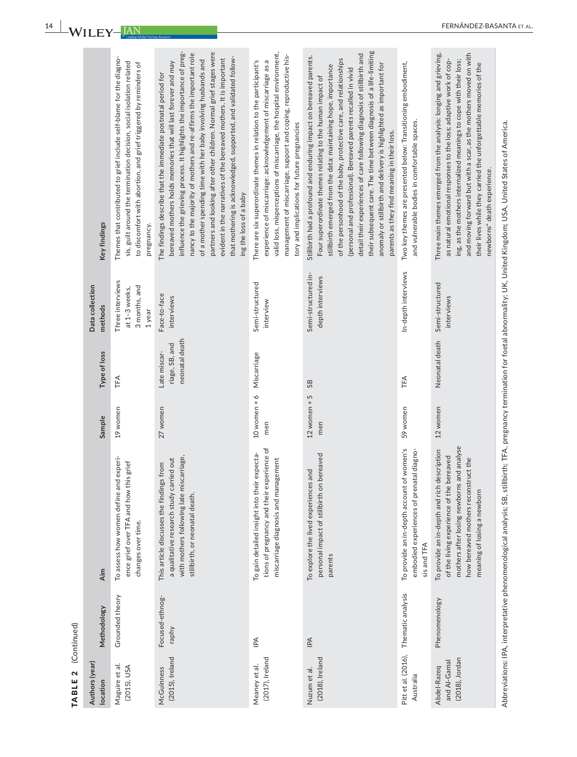**TABLE 2** (Continued)

| Authors (year) location | Methodology | Aim | Sample | Type of loss | Data collection methods | Key findings |
|---|---|---|---|---|---|---|
| Maguire et al. (2015), USA | Grounded theory | To assess how women define and experience grief over TFA and how this grief changes over time. | 19 women | TFA | Three interviews at 1–3 weeks, 3 months, and 1 year | Themes that contributed to grief include self-blame for the diagnosis, guilt around the termination decision, social isolation related to discomfort with abortion, and grief triggered by reminders of pregnancy. |
| McGuinness (2015), Ireland | Focused-ethnography | This article discusses the findings from a qualitative research study carried out with mothers following late miscarriage, stillbirth, or neonatal death. | 27 women | Late miscarriage, SB, and neonatal death | Face-to-face interviews | The findings describe that the immediate postnatal period for bereaved mothers holds memories that will last forever and may influence the grieving process. It highlights the importance of pregnancy to the majority of mothers and re-affirms the important role of a mother spending time with her baby involving husbands and partners and looking after other children. Normal grief stages were evident in the narratives of the bereaved mothers. It is important that mothering is acknowledged, supported, and validated following the loss of a baby |
| Meaney et al. (2017), Ireland | IPA | To gain detailed insight into their expectations of pregnancy and their experience of miscarriage diagnosis and management | 10 women + 6 men | Miscarriage | Semi-structured interview | There are six superordinate themes in relation to the participant's experience of miscarriage: acknowledgement of miscarriage as a valid loss, misperceptions of miscarriage, the hospital environment, management of miscarriage, support and coping, reproductive history and implications for future pregnancies |
| Nuzum et al. (2018), Ireland | IPA | To explore the lived experiences and personal impact of stillbirth on bereaved parents | 12 women + 5 men | SB | Semi-structured in-depth interviews | Stillbirth had a profound and enduring impact on bereaved parents. Four superordinate themes relating to the human impact of stillbirth emerged from the data: maintaining hope, importance of the personhood of the baby, protective care, and relationships (personal and professional). Bereaved parents recalled in vivid detail their experiences of care following diagnosis of stillbirth and their subsequent care. The time between diagnosis of a life-limiting anomaly or stillbirth and delivery is highlighted as important for parents as they find meaning in their loss. |
| Pitt et al. (2016), Australia | Thematic analysis | To provide an in-depth account of women's embodied experiences of prenatal diagnosis and TFA | 59 women | TFA | In-depth interviews | Two key themes are presented below: Transitioning embodiment, and vulnerable bodies in comfortable spaces. |
| Abdel-Razeq and Al-Gamal (2018), Jordan | Phenomenology | To provide an in-depth and rich description of the living experience of the bereaved mothers after losing newborns and analyse how bereaved mothers reconstruct the meaning of losing a newborn | 12 women | Neonatal death | Semi-structured interviews | Three main themes emerged from the analysis: longing and grieving, as natural emotional responses to the loss; adaptive work of coping, as the mothers internalized meanings to cope with their loss; and moving forward but with a scar, as the mothers moved on with their lives while they carried the unforgettable memories of the newborns" death experience. |

Abbreviations: IPA, interpretative phenomenological analysis; SB, stillbirth; TFA, pregnancy termination for foetal abnormality; UK, United Kingdom; USA, United States of America.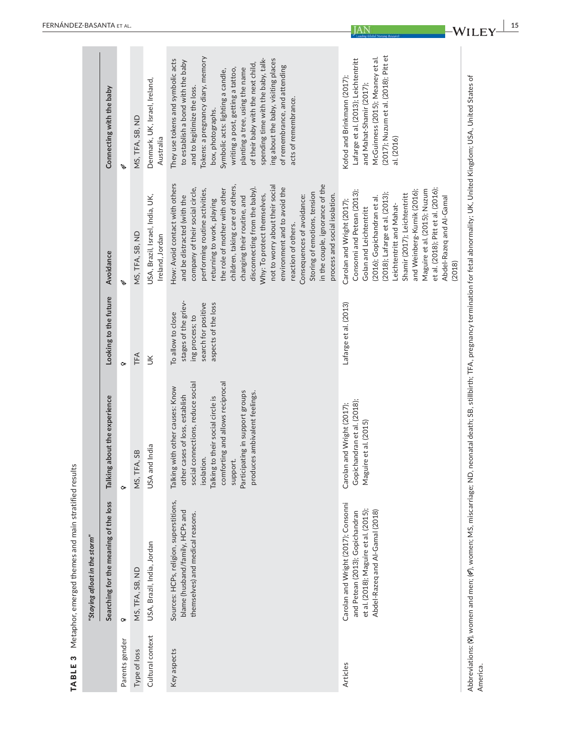**TABLE 3** Metaphor, emerged themes and main stratified results

| | *"Staying afloat in the storm"* | | | | |
|---|---|---|---|---|---|
| | Searching for the meaning of the loss | Talking about the experience | Looking to the future | Avoidance | Connecting with the baby |
| Parents gender | ♀ | ♀ | ♀ | ⚥ | ⚥ |
| Type of loss | MS, TFA, SB, ND | MS, TFA, SB | TFA | MS, TFA, SB, ND | MS, TFA, SB, ND |
| Cultural context | USA, Brazil, India, Jordan | USA and India | UK | USA, Brazil, Israel, India, UK, Ireland, Jordan | Denmark, UK, Israel, Ireland, Australia |
| Key aspects | Sources: HCPs, religion, superstitions, blame (husband/family, HCPs and themselves) and medical reasons. | Talking with other causes: Know other cases of loss, establish social connections, reduce social isolation.<br>Talking to their social circle is comforting and allows reciprocal support.<br>Participating in support groups produces ambivalent feelings. | To allow to close stages of the grieving process; to search for positive aspects of the loss | How: Avoid contact with others and be distracted (with the company of their social circle, performing routine activities, returning to work, playing the role of mother with other children, taking care of others, changing their routine, and disconnecting from the baby).<br>Why: To protect themselves, not to worry about their social environment and to avoid the reaction of others.<br>Consequences of avoidance: Storing of emotions, tension in the couple, ignorance of the process and social isolation. | They use tokens and symbolic acts to establish a bond with the baby and to legitimize the loss.<br>Tokens: a pregnancy diary, memory box, photographs.<br>Symbolic acts: lighting a candle, writing a post, getting a tattoo, planting a tree, using the name of their baby with the next child, spending time with the baby, talking about the baby, visiting places of remembrance, and attending acts of remembrance. |
| Articles | Carolan and Wright (2017); Consonni and Petean (2013); Gopichandran et al. (2018); Maguire et al. (2015); Abdel-Razeq and Al-Gamal (2018) | Carolan and Wright (2017); Gopichandran et al. (2018); Maguire et al. (2015) | Lafarge et al. (2013) | Carolan and Wright (2017); Consonni and Petean (2013); Golan and Leichtentritt (2016); Gopichandran et al. (2018); Lafarge et al. (2013); Leichtentritt and Mahat-Shamir (2017); Leichtentritt and Weinberg-Kurnik (2016); Maguire et al. (2015); Nuzum et al. (2018); Pitt et al. (2016); Abdel-Razeq and Al-Gamal (2018) | Kofod and Brinkmann (2017); Lafarge et al. (2013); Leichtentritt and Mahat-Shamir (2017); McGuinness (2015); Meaney et al. (2017); Nuzum et al. (2018); Pitt et al. (2016) |

Abbreviations: (♀), women and men; (⚥), women; MS, miscarriage; ND, neonatal death; SB, stillbirth; TFA, pregnancy termination for fetal abnormality; UK, United Kingdom; USA, United States of America.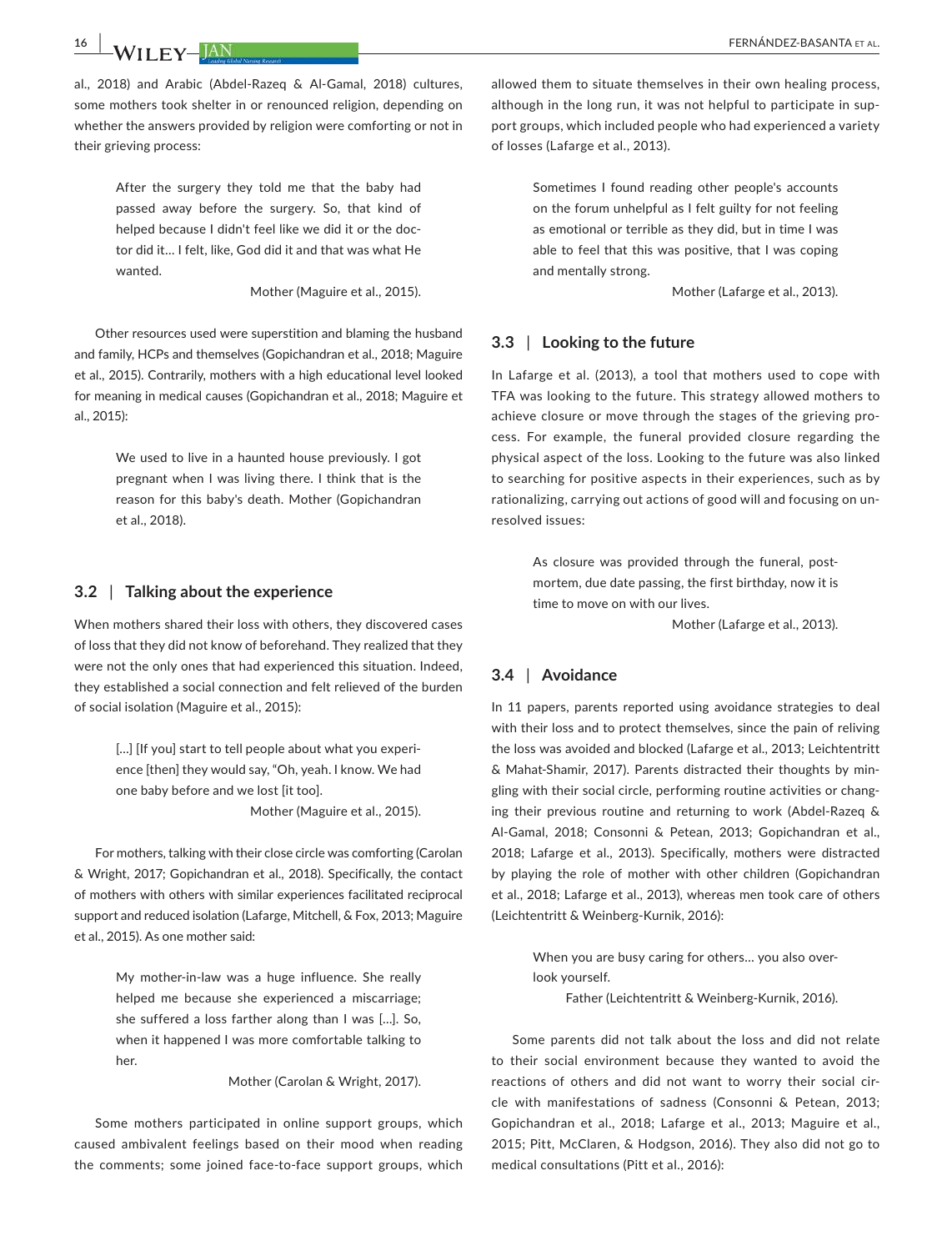al., 2018) and Arabic (Abdel-Razeq & Al-Gamal, 2018) cultures, some mothers took shelter in or renounced religion, depending on whether the answers provided by religion were comforting or not in their grieving process:

> After the surgery they told me that the baby had passed away before the surgery. So, that kind of helped because I didn't feel like we did it or the doctor did it… I felt, like, God did it and that was what He wanted.
>
> Mother (Maguire et al., 2015).

Other resources used were superstition and blaming the husband and family, HCPs and themselves (Gopichandran et al., 2018; Maguire et al., 2015). Contrarily, mothers with a high educational level looked for meaning in medical causes (Gopichandran et al., 2018; Maguire et al., 2015):

> We used to live in a haunted house previously. I got pregnant when I was living there. I think that is the reason for this baby's death. Mother (Gopichandran et al., 2018).

### 3.2 | Talking about the experience

When mothers shared their loss with others, they discovered cases of loss that they did not know of beforehand. They realized that they were not the only ones that had experienced this situation. Indeed, they established a social connection and felt relieved of the burden of social isolation (Maguire et al., 2015):

> […] [If you] start to tell people about what you experience [then] they would say, "Oh, yeah. I know. We had one baby before and we lost [it too].
>
> Mother (Maguire et al., 2015).

For mothers, talking with their close circle was comforting (Carolan & Wright, 2017; Gopichandran et al., 2018). Specifically, the contact of mothers with others with similar experiences facilitated reciprocal support and reduced isolation (Lafarge, Mitchell, & Fox, 2013; Maguire et al., 2015). As one mother said:

> My mother-in-law was a huge influence. She really helped me because she experienced a miscarriage; she suffered a loss farther along than I was […]. So, when it happened I was more comfortable talking to her.
>
> Mother (Carolan & Wright, 2017).

Some mothers participated in online support groups, which caused ambivalent feelings based on their mood when reading the comments; some joined face-to-face support groups, which allowed them to situate themselves in their own healing process, although in the long run, it was not helpful to participate in support groups, which included people who had experienced a variety of losses (Lafarge et al., 2013).

> Sometimes I found reading other people's accounts on the forum unhelpful as I felt guilty for not feeling as emotional or terrible as they did, but in time I was able to feel that this was positive, that I was coping and mentally strong.
>
> Mother (Lafarge et al., 2013).

### 3.3 | Looking to the future

In Lafarge et al. (2013), a tool that mothers used to cope with TFA was looking to the future. This strategy allowed mothers to achieve closure or move through the stages of the grieving process. For example, the funeral provided closure regarding the physical aspect of the loss. Looking to the future was also linked to searching for positive aspects in their experiences, such as by rationalizing, carrying out actions of good will and focusing on unresolved issues:

> As closure was provided through the funeral, postmortem, due date passing, the first birthday, now it is time to move on with our lives.
>
> Mother (Lafarge et al., 2013).

### 3.4 | Avoidance

In 11 papers, parents reported using avoidance strategies to deal with their loss and to protect themselves, since the pain of reliving the loss was avoided and blocked (Lafarge et al., 2013; Leichtentritt & Mahat-Shamir, 2017). Parents distracted their thoughts by mingling with their social circle, performing routine activities or changing their previous routine and returning to work (Abdel-Razeq & Al-Gamal, 2018; Consonni & Petean, 2013; Gopichandran et al., 2018; Lafarge et al., 2013). Specifically, mothers were distracted by playing the role of mother with other children (Gopichandran et al., 2018; Lafarge et al., 2013), whereas men took care of others (Leichtentritt & Weinberg-Kurnik, 2016):

> When you are busy caring for others… you also overlook yourself.
>
> Father (Leichtentritt & Weinberg-Kurnik, 2016).

Some parents did not talk about the loss and did not relate to their social environment because they wanted to avoid the reactions of others and did not want to worry their social circle with manifestations of sadness (Consonni & Petean, 2013; Gopichandran et al., 2018; Lafarge et al., 2013; Maguire et al., 2015; Pitt, McClaren, & Hodgson, 2016). They also did not go to medical consultations (Pitt et al., 2016):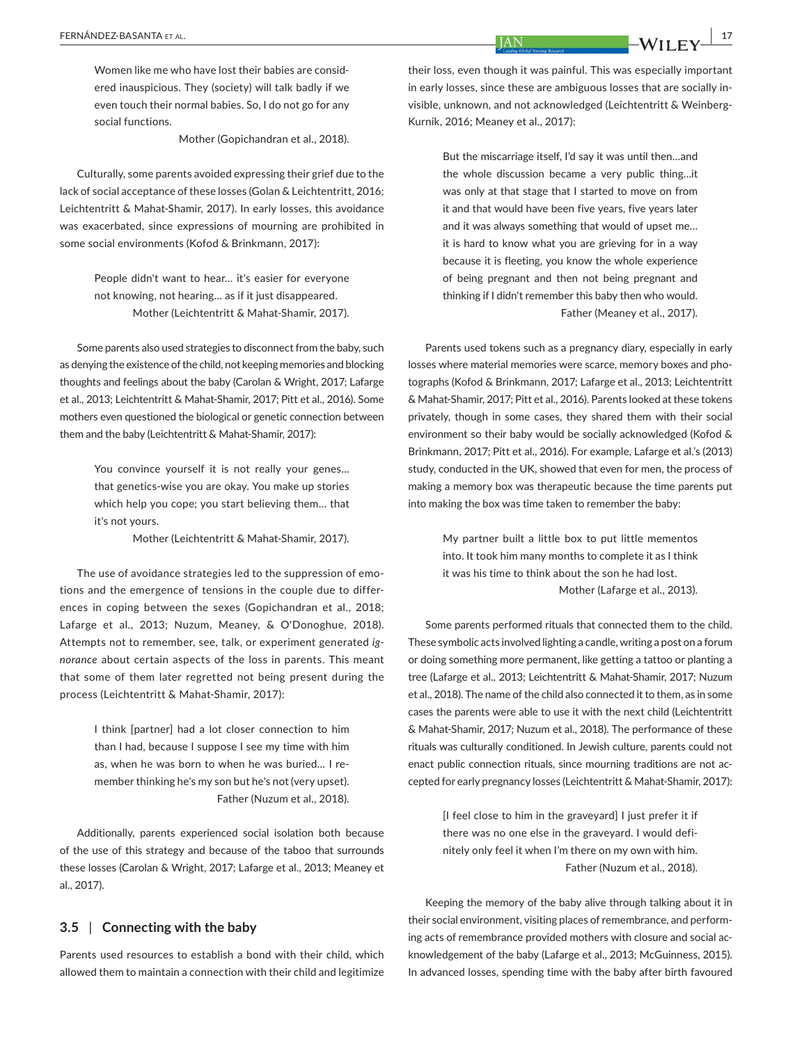> Women like me who have lost their babies are considered inauspicious. They (society) will talk badly if we even touch their normal babies. So, I do not go for any social functions.
>
> Mother (Gopichandran et al., 2018).

Culturally, some parents avoided expressing their grief due to the lack of social acceptance of these losses (Golan & Leichtentritt, 2016; Leichtentritt & Mahat-Shamir, 2017). In early losses, this avoidance was exacerbated, since expressions of mourning are prohibited in some social environments (Kofod & Brinkmann, 2017):

> People didn't want to hear… it's easier for everyone not knowing, not hearing… as if it just disappeared.
>
> Mother (Leichtentritt & Mahat-Shamir, 2017).

Some parents also used strategies to disconnect from the baby, such as denying the existence of the child, not keeping memories and blocking thoughts and feelings about the baby (Carolan & Wright, 2017; Lafarge et al., 2013; Leichtentritt & Mahat-Shamir, 2017; Pitt et al., 2016). Some mothers even questioned the biological or genetic connection between them and the baby (Leichtentritt & Mahat-Shamir, 2017):

> You convince yourself it is not really your genes… that genetics-wise you are okay. You make up stories which help you cope; you start believing them… that it's not yours.
>
> Mother (Leichtentritt & Mahat-Shamir, 2017).

The use of avoidance strategies led to the suppression of emotions and the emergence of tensions in the couple due to differences in coping between the sexes (Gopichandran et al., 2018; Lafarge et al., 2013; Nuzum, Meaney, & O'Donoghue, 2018). Attempts not to remember, see, talk, or experiment generated *ignorance* about certain aspects of the loss in parents. This meant that some of them later regretted not being present during the process (Leichtentritt & Mahat-Shamir, 2017):

> I think [partner] had a lot closer connection to him than I had, because I suppose I see my time with him as, when he was born to when he was buried… I remember thinking he's my son but he's not (very upset).
>
> Father (Nuzum et al., 2018).

Additionally, parents experienced social isolation both because of the use of this strategy and because of the taboo that surrounds these losses (Carolan & Wright, 2017; Lafarge et al., 2013; Meaney et al., 2017).

### 3.5 | Connecting with the baby

Parents used resources to establish a bond with their child, which allowed them to maintain a connection with their child and legitimize their loss, even though it was painful. This was especially important in early losses, since these are ambiguous losses that are socially invisible, unknown, and not acknowledged (Leichtentritt & Weinberg-Kurnik, 2016; Meaney et al., 2017):

> But the miscarriage itself, I'd say it was until then…and the whole discussion became a very public thing…it was only at that stage that I started to move on from it and that would have been five years, five years later and it was always something that would of upset me… it is hard to know what you are grieving for in a way because it is fleeting, you know the whole experience of being pregnant and then not being pregnant and thinking if I didn't remember this baby then who would.
>
> Father (Meaney et al., 2017).

Parents used tokens such as a pregnancy diary, especially in early losses where material memories were scarce, memory boxes and photographs (Kofod & Brinkmann, 2017; Lafarge et al., 2013; Leichtentritt & Mahat-Shamir, 2017; Pitt et al., 2016). Parents looked at these tokens privately, though in some cases, they shared them with their social environment so their baby would be socially acknowledged (Kofod & Brinkmann, 2017; Pitt et al., 2016). For example, Lafarge et al.'s (2013) study, conducted in the UK, showed that even for men, the process of making a memory box was therapeutic because the time parents put into making the box was time taken to remember the baby:

> My partner built a little box to put little mementos into. It took him many months to complete it as I think it was his time to think about the son he had lost.
>
> Mother (Lafarge et al., 2013).

Some parents performed rituals that connected them to the child. These symbolic acts involved lighting a candle, writing a post on a forum or doing something more permanent, like getting a tattoo or planting a tree (Lafarge et al., 2013; Leichtentritt & Mahat-Shamir, 2017; Nuzum et al., 2018). The name of the child also connected it to them, as in some cases the parents were able to use it with the next child (Leichtentritt & Mahat-Shamir, 2017; Nuzum et al., 2018). The performance of these rituals was culturally conditioned. In Jewish culture, parents could not enact public connection rituals, since mourning traditions are not accepted for early pregnancy losses (Leichtentritt & Mahat-Shamir, 2017):

> [I feel close to him in the graveyard] I just prefer it if there was no one else in the graveyard. I would definitely only feel it when I'm there on my own with him.
>
> Father (Nuzum et al., 2018).

Keeping the memory of the baby alive through talking about it in their social environment, visiting places of remembrance, and performing acts of remembrance provided mothers with closure and social acknowledgement of the baby (Lafarge et al., 2013; McGuinness, 2015). In advanced losses, spending time with the baby after birth favoured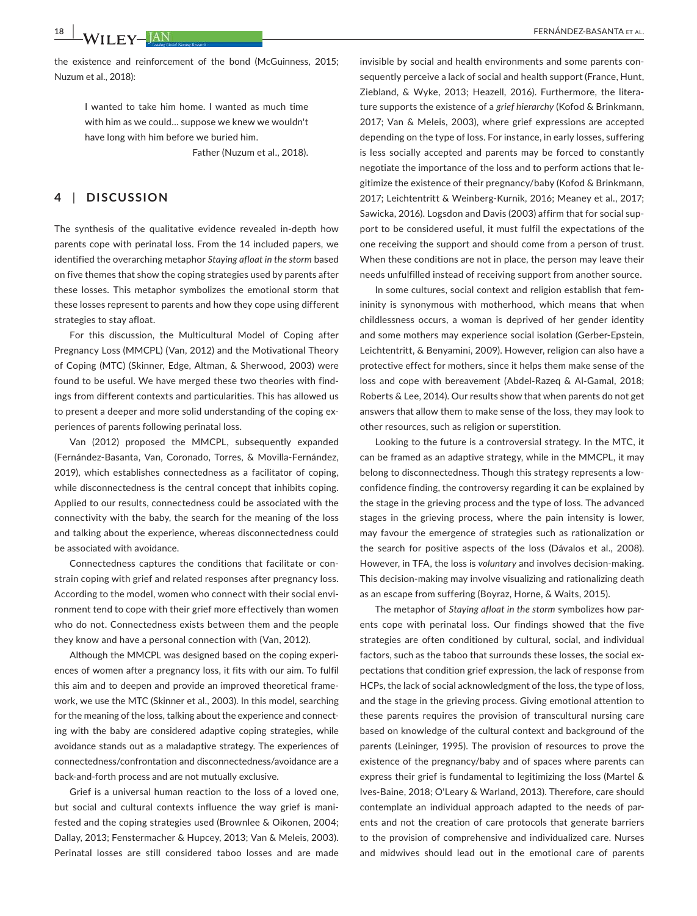the existence and reinforcement of the bond (McGuinness, 2015; Nuzum et al., 2018):

> I wanted to take him home. I wanted as much time with him as we could… suppose we knew we wouldn't have long with him before we buried him.
>
> Father (Nuzum et al., 2018).

## 4 | DISCUSSION

The synthesis of the qualitative evidence revealed in-depth how parents cope with perinatal loss. From the 14 included papers, we identified the overarching metaphor *Staying afloat in the storm* based on five themes that show the coping strategies used by parents after these losses. This metaphor symbolizes the emotional storm that these losses represent to parents and how they cope using different strategies to stay afloat.

For this discussion, the Multicultural Model of Coping after Pregnancy Loss (MMCPL) (Van, 2012) and the Motivational Theory of Coping (MTC) (Skinner, Edge, Altman, & Sherwood, 2003) were found to be useful. We have merged these two theories with findings from different contexts and particularities. This has allowed us to present a deeper and more solid understanding of the coping experiences of parents following perinatal loss.

Van (2012) proposed the MMCPL, subsequently expanded (Fernández-Basanta, Van, Coronado, Torres, & Movilla-Fernández, 2019), which establishes connectedness as a facilitator of coping, while disconnectedness is the central concept that inhibits coping. Applied to our results, connectedness could be associated with the connectivity with the baby, the search for the meaning of the loss and talking about the experience, whereas disconnectedness could be associated with avoidance.

Connectedness captures the conditions that facilitate or constrain coping with grief and related responses after pregnancy loss. According to the model, women who connect with their social environment tend to cope with their grief more effectively than women who do not. Connectedness exists between them and the people they know and have a personal connection with (Van, 2012).

Although the MMCPL was designed based on the coping experiences of women after a pregnancy loss, it fits with our aim. To fulfil this aim and to deepen and provide an improved theoretical framework, we use the MTC (Skinner et al., 2003). In this model, searching for the meaning of the loss, talking about the experience and connecting with the baby are considered adaptive coping strategies, while avoidance stands out as a maladaptive strategy. The experiences of connectedness/confrontation and disconnectedness/avoidance are a back-and-forth process and are not mutually exclusive.

Grief is a universal human reaction to the loss of a loved one, but social and cultural contexts influence the way grief is manifested and the coping strategies used (Brownlee & Oikonen, 2004; Dallay, 2013; Fenstermacher & Hupcey, 2013; Van & Meleis, 2003). Perinatal losses are still considered taboo losses and are made invisible by social and health environments and some parents consequently perceive a lack of social and health support (France, Hunt, Ziebland, & Wyke, 2013; Heazell, 2016). Furthermore, the literature supports the existence of a *grief hierarchy* (Kofod & Brinkmann, 2017; Van & Meleis, 2003), where grief expressions are accepted depending on the type of loss. For instance, in early losses, suffering is less socially accepted and parents may be forced to constantly negotiate the importance of the loss and to perform actions that legitimize the existence of their pregnancy/baby (Kofod & Brinkmann, 2017; Leichtentritt & Weinberg-Kurnik, 2016; Meaney et al., 2017; Sawicka, 2016). Logsdon and Davis (2003) affirm that for social support to be considered useful, it must fulfil the expectations of the one receiving the support and should come from a person of trust. When these conditions are not in place, the person may leave their needs unfulfilled instead of receiving support from another source.

In some cultures, social context and religion establish that femininity is synonymous with motherhood, which means that when childlessness occurs, a woman is deprived of her gender identity and some mothers may experience social isolation (Gerber-Epstein, Leichtentritt, & Benyamini, 2009). However, religion can also have a protective effect for mothers, since it helps them make sense of the loss and cope with bereavement (Abdel-Razeq & Al-Gamal, 2018; Roberts & Lee, 2014). Our results show that when parents do not get answers that allow them to make sense of the loss, they may look to other resources, such as religion or superstition.

Looking to the future is a controversial strategy. In the MTC, it can be framed as an adaptive strategy, while in the MMCPL, it may belong to disconnectedness. Though this strategy represents a low-confidence finding, the controversy regarding it can be explained by the stage in the grieving process and the type of loss. The advanced stages in the grieving process, where the pain intensity is lower, may favour the emergence of strategies such as rationalization or the search for positive aspects of the loss (Dávalos et al., 2008). However, in TFA, the loss is *voluntary* and involves decision-making. This decision-making may involve visualizing and rationalizing death as an escape from suffering (Boyraz, Horne, & Waits, 2015).

The metaphor of *Staying afloat in the storm* symbolizes how parents cope with perinatal loss. Our findings showed that the five strategies are often conditioned by cultural, social, and individual factors, such as the taboo that surrounds these losses, the social expectations that condition grief expression, the lack of response from HCPs, the lack of social acknowledgment of the loss, the type of loss, and the stage in the grieving process. Giving emotional attention to these parents requires the provision of transcultural nursing care based on knowledge of the cultural context and background of the parents (Leininger, 1995). The provision of resources to prove the existence of the pregnancy/baby and of spaces where parents can express their grief is fundamental to legitimizing the loss (Martel & Ives-Baine, 2018; O'Leary & Warland, 2013). Therefore, care should contemplate an individual approach adapted to the needs of parents and not the creation of care protocols that generate barriers to the provision of comprehensive and individualized care. Nurses and midwives should lead out in the emotional care of parents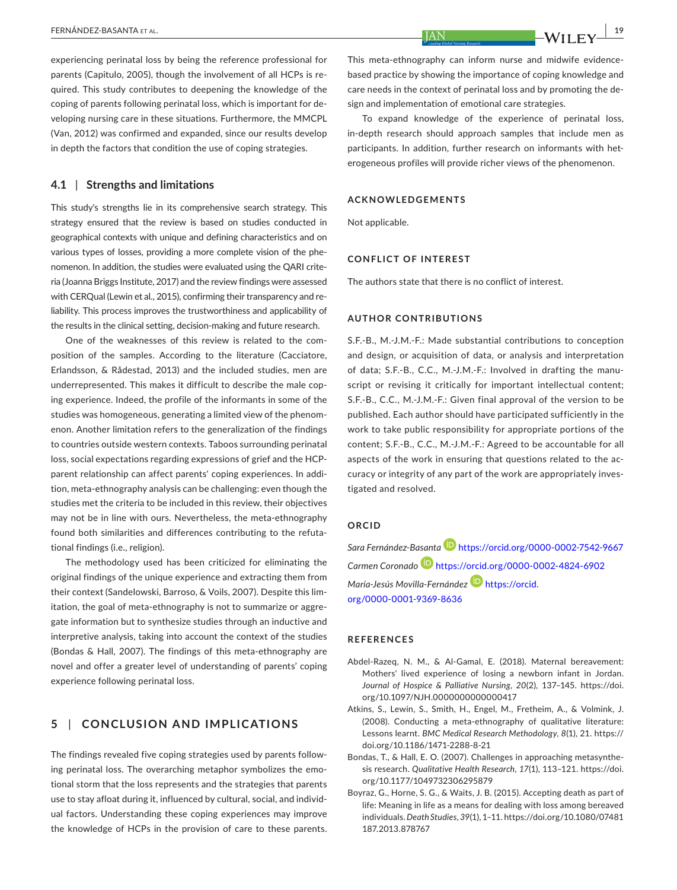experiencing perinatal loss by being the reference professional for parents (Capitulo, 2005), though the involvement of all HCPs is required. This study contributes to deepening the knowledge of the coping of parents following perinatal loss, which is important for developing nursing care in these situations. Furthermore, the MMCPL (Van, 2012) was confirmed and expanded, since our results develop in depth the factors that condition the use of coping strategies.

### 4.1 | Strengths and limitations

This study's strengths lie in its comprehensive search strategy. This strategy ensured that the review is based on studies conducted in geographical contexts with unique and defining characteristics and on various types of losses, providing a more complete vision of the phenomenon. In addition, the studies were evaluated using the QARI criteria (Joanna Briggs Institute, 2017) and the review findings were assessed with CERQual (Lewin et al., 2015), confirming their transparency and reliability. This process improves the trustworthiness and applicability of the results in the clinical setting, decision-making and future research.

One of the weaknesses of this review is related to the composition of the samples. According to the literature (Cacciatore, Erlandsson, & Rådestad, 2013) and the included studies, men are underrepresented. This makes it difficult to describe the male coping experience. Indeed, the profile of the informants in some of the studies was homogeneous, generating a limited view of the phenomenon. Another limitation refers to the generalization of the findings to countries outside western contexts. Taboos surrounding perinatal loss, social expectations regarding expressions of grief and the HCP-parent relationship can affect parents' coping experiences. In addition, meta-ethnography analysis can be challenging: even though the studies met the criteria to be included in this review, their objectives may not be in line with ours. Nevertheless, the meta-ethnography found both similarities and differences contributing to the refutational findings (i.e., religion).

The methodology used has been criticized for eliminating the original findings of the unique experience and extracting them from their context (Sandelowski, Barroso, & Voils, 2007). Despite this limitation, the goal of meta-ethnography is not to summarize or aggregate information but to synthesize studies through an inductive and interpretive analysis, taking into account the context of the studies (Bondas & Hall, 2007). The findings of this meta-ethnography are novel and offer a greater level of understanding of parents' coping experience following perinatal loss.

## 5 | CONCLUSION AND IMPLICATIONS

The findings revealed five coping strategies used by parents following perinatal loss. The overarching metaphor symbolizes the emotional storm that the loss represents and the strategies that parents use to stay afloat during it, influenced by cultural, social, and individual factors. Understanding these coping experiences may improve the knowledge of HCPs in the provision of care to these parents. This meta-ethnography can inform nurse and midwife evidence-based practice by showing the importance of coping knowledge and care needs in the context of perinatal loss and by promoting the design and implementation of emotional care strategies.

To expand knowledge of the experience of perinatal loss, in-depth research should approach samples that include men as participants. In addition, further research on informants with heterogeneous profiles will provide richer views of the phenomenon.

## ACKNOWLEDGEMENTS

Not applicable.

## CONFLICT OF INTEREST

The authors state that there is no conflict of interest.

## AUTHOR CONTRIBUTIONS

S.F.-B., M.-J.M.-F.: Made substantial contributions to conception and design, or acquisition of data, or analysis and interpretation of data; S.F.-B., C.C., M.-J.M.-F.: Involved in drafting the manuscript or revising it critically for important intellectual content; S.F.-B., C.C., M.-J.M.-F.: Given final approval of the version to be published. Each author should have participated sufficiently in the work to take public responsibility for appropriate portions of the content; S.F.-B., C.C., M.-J.M.-F.: Agreed to be accountable for all aspects of the work in ensuring that questions related to the accuracy or integrity of any part of the work are appropriately investigated and resolved.

## ORCID

*Sara Fernández-Basanta* https://orcid.org/0000-0002-7542-9667
*Carmen Coronado* https://orcid.org/0000-0002-4824-6902
*María-Jesús Movilla-Fernández* https://orcid.org/0000-0001-9369-8636

## REFERENCES

Abdel-Razeq, N. M., & Al-Gamal, E. (2018). Maternal bereavement: Mothers' lived experience of losing a newborn infant in Jordan. *Journal of Hospice & Palliative Nursing*, *20*(2), 137–145. https://doi.org/10.1097/NJH.0000000000000417

Atkins, S., Lewin, S., Smith, H., Engel, M., Fretheim, A., & Volmink, J. (2008). Conducting a meta-ethnography of qualitative literature: Lessons learnt. *BMC Medical Research Methodology*, *8*(1), 21. https://doi.org/10.1186/1471-2288-8-21

Bondas, T., & Hall, E. O. (2007). Challenges in approaching metasynthesis research. *Qualitative Health Research*, *17*(1), 113–121. https://doi.org/10.1177/1049732306295879

Boyraz, G., Horne, S. G., & Waits, J. B. (2015). Accepting death as part of life: Meaning in life as a means for dealing with loss among bereaved individuals. *Death Studies*, *39*(1), 1–11. https://doi.org/10.1080/07481187.2013.878767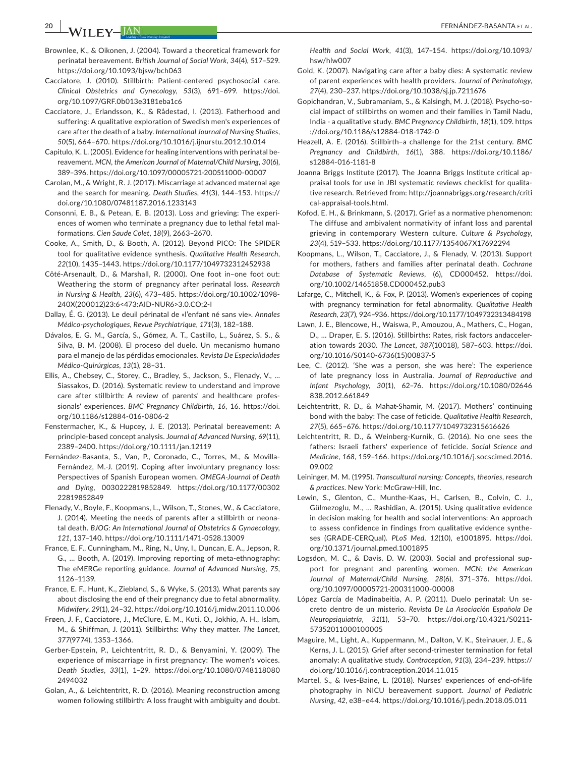Brownlee, K., & Oikonen, J. (2004). Toward a theoretical framework for perinatal bereavement. *British Journal of Social Work*, *34*(4), 517–529. https://doi.org/10.1093/bjsw/bch063

Cacciatore, J. (2010). Stillbirth: Patient-centered psychosocial care. *Clinical Obstetrics and Gynecology*, *53*(3), 691–699. https://doi.org/10.1097/GRF.0b013e3181eba1c6

Cacciatore, J., Erlandsson, K., & Rådestad, I. (2013). Fatherhood and suffering: A qualitative exploration of Swedish men's experiences of care after the death of a baby. *International Journal of Nursing Studies*, *50*(5), 664–670. https://doi.org/10.1016/j.ijnurstu.2012.10.014

Capitulo, K. L. (2005). Evidence for healing interventions with perinatal bereavement. *MCN, the American Journal of Maternal/Child Nursing*, *30*(6), 389–396. https://doi.org/10.1097/00005721-200511000-00007

Carolan, M., & Wright, R. J. (2017). Miscarriage at advanced maternal age and the search for meaning. *Death Studies*, *41*(3), 144–153. https://doi.org/10.1080/07481187.2016.1233143

Consonni, E. B., & Petean, E. B. (2013). Loss and grieving: The experiences of women who terminate a pregnancy due to lethal fetal malformations. *Cien Saude Colet*, *18*(9), 2663–2670.

Cooke, A., Smith, D., & Booth, A. (2012). Beyond PICO: The SPIDER tool for qualitative evidence synthesis. *Qualitative Health Research*, *22*(10), 1435–1443. https://doi.org/10.1177/1049732312452938

Côté-Arsenault, D., & Marshall, R. (2000). One foot in–one foot out: Weathering the storm of pregnancy after perinatal loss. *Research in Nursing & Health*, *23*(6), 473–485. https://doi.org/10.1002/1098-240X(200012)23:6<473:AID-NUR6>3.0.CO;2-I

Dallay, É. G. (2013). Le deuil périnatal de «l'enfant né sans vie». *Annales Médico-psychologiques, Revue Psychiatrique*, *171*(3), 182–188.

Dávalos, E. G. M., García, S., Gómez, A. T., Castillo, L., Suárez, S. S., & Silva, B. M. (2008). El proceso del duelo. Un mecanismo humano para el manejo de las pérdidas emocionales. *Revista De Especialidades Médico-Quirúrgicas*, *13*(1), 28–31.

Ellis, A., Chebsey, C., Storey, C., Bradley, S., Jackson, S., Flenady, V., … Siassakos, D. (2016). Systematic review to understand and improve care after stillbirth: A review of parents' and healthcare professionals' experiences. *BMC Pregnancy Childbirth*, *16*, 16. https://doi.org/10.1186/s12884-016-0806-2

Fenstermacher, K., & Hupcey, J. E. (2013). Perinatal bereavement: A principle-based concept analysis. *Journal of Advanced Nursing*, *69*(11), 2389–2400. https://doi.org/10.1111/jan.12119

Fernández-Basanta, S., Van, P., Coronado, C., Torres, M., & Movilla-Fernández, M.-J. (2019). Coping after involuntary pregnancy loss: Perspectives of Spanish European women. *OMEGA-Journal of Death and Dying*, 0030222819852849. https://doi.org/10.1177/0030222819852849

Flenady, V., Boyle, F., Koopmans, L., Wilson, T., Stones, W., & Cacciatore, J. (2014). Meeting the needs of parents after a stillbirth or neonatal death. *BJOG: An International Journal of Obstetrics & Gynaecology*, *121*, 137–140. https://doi.org/10.1111/1471-0528.13009

France, E. F., Cunningham, M., Ring, N., Uny, I., Duncan, E. A., Jepson, R. G., … Booth, A. (2019). Improving reporting of meta-ethnography: The eMERGe reporting guidance. *Journal of Advanced Nursing*, *75*, 1126–1139.

France, E. F., Hunt, K., Ziebland, S., & Wyke, S. (2013). What parents say about disclosing the end of their pregnancy due to fetal abnormality. *Midwifery*, *29*(1), 24–32. https://doi.org/10.1016/j.midw.2011.10.006

Frøen, J. F., Cacciatore, J., McClure, E. M., Kuti, O., Jokhio, A. H., Islam, M., & Shiffman, J. (2011). Stillbirths: Why they matter. *The Lancet*, *377*(9774), 1353–1366.

Gerber-Epstein, P., Leichtentritt, R. D., & Benyamini, Y. (2009). The experience of miscarriage in first pregnancy: The women's voices. *Death Studies*, *33*(1), 1–29. https://doi.org/10.1080/07481180802494032

Golan, A., & Leichtentritt, R. D. (2016). Meaning reconstruction among women following stillbirth: A loss fraught with ambiguity and doubt. *Health and Social Work*, *41*(3), 147–154. https://doi.org/10.1093/hsw/hlw007

Gold, K. (2007). Navigating care after a baby dies: A systematic review of parent experiences with health providers. *Journal of Perinatology*, *27*(4), 230–237. https://doi.org/10.1038/sj.jp.7211676

Gopichandran, V., Subramaniam, S., & Kalsingh, M. J. (2018). Psycho-social impact of stillbirths on women and their families in Tamil Nadu, India - a qualitative study. *BMC Pregnancy Childbirth*, *18*(1), 109. https://doi.org/10.1186/s12884-018-1742-0

Heazell, A. E. (2016). Stillbirth–a challenge for the 21st century. *BMC Pregnancy and Childbirth*, *16*(1), 388. https://doi.org/10.1186/s12884-016-1181-8

Joanna Briggs Institute (2017). The Joanna Briggs Institute critical appraisal tools for use in JBI systematic reviews checklist for qualitative research. Retrieved from: http://joannabriggs.org/research/critical-appraisal-tools.html.

Kofod, E. H., & Brinkmann, S. (2017). Grief as a normative phenomenon: The diffuse and ambivalent normativity of infant loss and parental grieving in contemporary Western culture. *Culture & Psychology*, *23*(4), 519–533. https://doi.org/10.1177/1354067X17692294

Koopmans, L., Wilson, T., Cacciatore, J., & Flenady, V. (2013). Support for mothers, fathers and families after perinatal death. *Cochrane Database of Systematic Reviews*, (6), CD000452. https://doi.org/10.1002/14651858.CD000452.pub3

Lafarge, C., Mitchell, K., & Fox, P. (2013). Women's experiences of coping with pregnancy termination for fetal abnormality. *Qualitative Health Research*, *23*(7), 924–936. https://doi.org/10.1177/1049732313484198

Lawn, J. E., Blencowe, H., Waiswa, P., Amouzou, A., Mathers, C., Hogan, D., … Draper, E. S. (2016). Stillbirths: Rates, risk factors andacceleration towards 2030. *The Lancet*, *387*(10018), 587–603. https://doi.org/10.1016/S0140-6736(15)00837-5

Lee, C. (2012). 'She was a person, she was here': The experience of late pregnancy loss in Australia. *Journal of Reproductive and Infant Psychology*, *30*(1), 62–76. https://doi.org/10.1080/02646838.2012.661849

Leichtentritt, R. D., & Mahat-Shamir, M. (2017). Mothers' continuing bond with the baby: The case of feticide. *Qualitative Health Research*, *27*(5), 665–676. https://doi.org/10.1177/1049732315616626

Leichtentritt, R. D., & Weinberg-Kurnik, G. (2016). No one sees the fathers: Israeli fathers' experience of feticide. *Social Science and Medicine*, *168*, 159–166. https://doi.org/10.1016/j.socscimed.2016.09.002

Leininger, M. M. (1995). *Transcultural nursing: Concepts, theories, research & practices*. New York: McGraw-Hill, Inc.

Lewin, S., Glenton, C., Munthe-Kaas, H., Carlsen, B., Colvin, C. J., Gülmezoglu, M., … Rashidian, A. (2015). Using qualitative evidence in decision making for health and social interventions: An approach to assess confidence in findings from qualitative evidence syntheses (GRADE-CERQual). *PLoS Med*, *12*(10), e1001895. https://doi.org/10.1371/journal.pmed.1001895

Logsdon, M. C., & Davis, D. W. (2003). Social and professional support for pregnant and parenting women. *MCN: the American Journal of Maternal/Child Nursing*, *28*(6), 371–376. https://doi.org/10.1097/00005721-200311000-00008

López García de Madinabeitia, A. P. (2011). Duelo perinatal: Un secreto dentro de un misterio. *Revista De La Asociación Española De Neuropsiquiatría*, *31*(1), 53–70. https://doi.org/10.4321/S0211-57352011000100005

Maguire, M., Light, A., Kuppermann, M., Dalton, V. K., Steinauer, J. E., & Kerns, J. L. (2015). Grief after second-trimester termination for fetal anomaly: A qualitative study. *Contraception*, *91*(3), 234–239. https://doi.org/10.1016/j.contraception.2014.11.015

Martel, S., & Ives-Baine, L. (2018). Nurses' experiences of end-of-life photography in NICU bereavement support. *Journal of Pediatric Nursing*, *42*, e38–e44. https://doi.org/10.1016/j.pedn.2018.05.011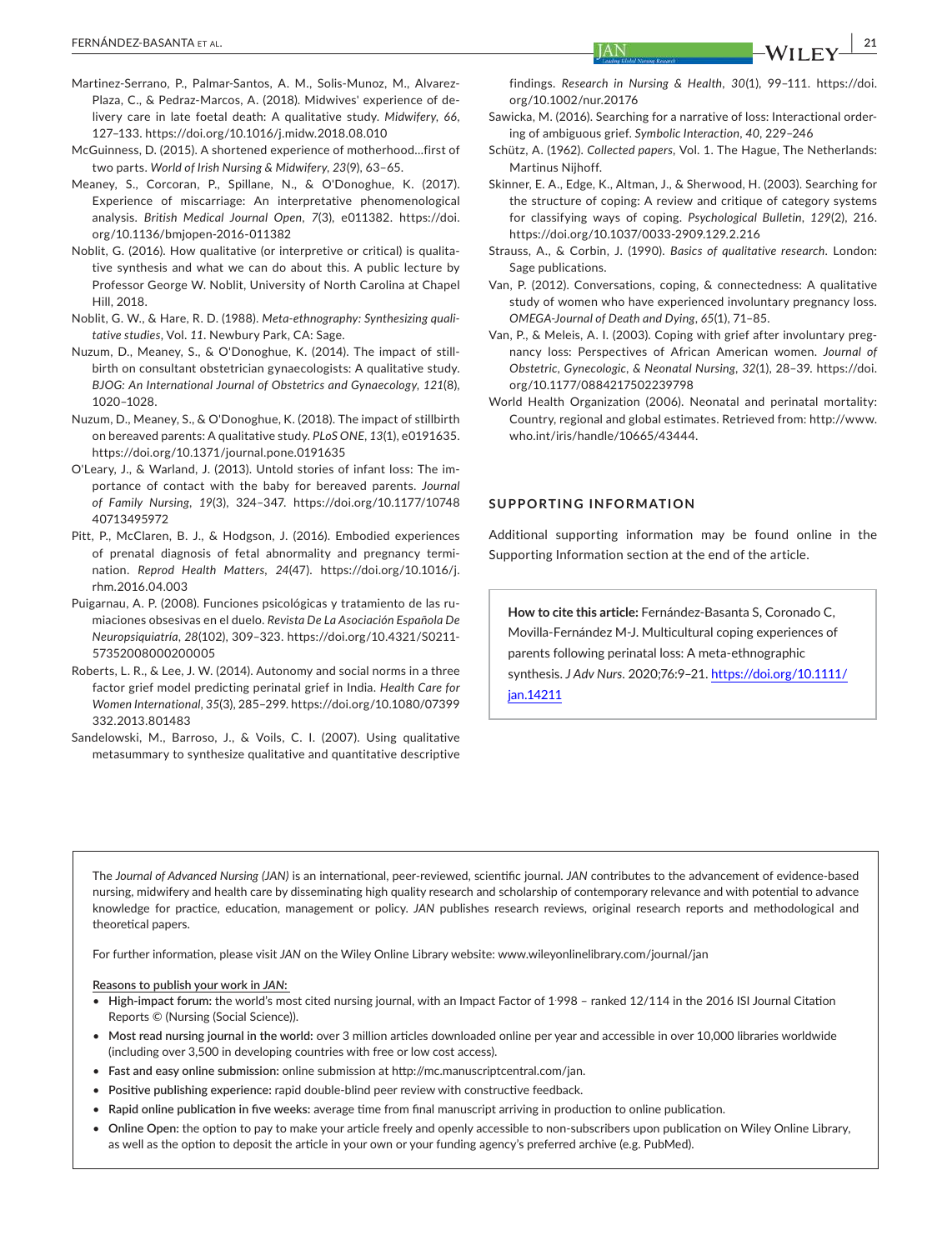Martinez-Serrano, P., Palmar-Santos, A. M., Solis-Munoz, M., Alvarez-Plaza, C., & Pedraz-Marcos, A. (2018). Midwives' experience of delivery care in late foetal death: A qualitative study. *Midwifery*, *66*, 127–133. https://doi.org/10.1016/j.midw.2018.08.010

McGuinness, D. (2015). A shortened experience of motherhood...first of two parts. *World of Irish Nursing & Midwifery*, *23*(9), 63–65.

Meaney, S., Corcoran, P., Spillane, N., & O'Donoghue, K. (2017). Experience of miscarriage: An interpretative phenomenological analysis. *British Medical Journal Open*, *7*(3), e011382. https://doi.org/10.1136/bmjopen-2016-011382

Noblit, G. (2016). How qualitative (or interpretive or critical) is qualitative synthesis and what we can do about this. A public lecture by Professor George W. Noblit, University of North Carolina at Chapel Hill, 2018.

Noblit, G. W., & Hare, R. D. (1988). *Meta-ethnography: Synthesizing qualitative studies*, Vol. *11*. Newbury Park, CA: Sage.

Nuzum, D., Meaney, S., & O'Donoghue, K. (2014). The impact of stillbirth on consultant obstetrician gynaecologists: A qualitative study. *BJOG: An International Journal of Obstetrics and Gynaecology*, *121*(8), 1020–1028.

Nuzum, D., Meaney, S., & O'Donoghue, K. (2018). The impact of stillbirth on bereaved parents: A qualitative study. *PLoS ONE*, *13*(1), e0191635. https://doi.org/10.1371/journal.pone.0191635

O'Leary, J., & Warland, J. (2013). Untold stories of infant loss: The importance of contact with the baby for bereaved parents. *Journal of Family Nursing*, *19*(3), 324–347. https://doi.org/10.1177/1074840713495972

Pitt, P., McClaren, B. J., & Hodgson, J. (2016). Embodied experiences of prenatal diagnosis of fetal abnormality and pregnancy termination. *Reprod Health Matters*, *24*(47). https://doi.org/10.1016/j.rhm.2016.04.003

Puigarnau, A. P. (2008). Funciones psicológicas y tratamiento de las rumiaciones obsesivas en el duelo. *Revista De La Asociación Española De Neuropsiquiatría*, *28*(102), 309–323. https://doi.org/10.4321/S0211-57352008000200005

Roberts, L. R., & Lee, J. W. (2014). Autonomy and social norms in a three factor grief model predicting perinatal grief in India. *Health Care for Women International*, *35*(3), 285–299. https://doi.org/10.1080/07399332.2013.801483

Sandelowski, M., Barroso, J., & Voils, C. I. (2007). Using qualitative metasummary to synthesize qualitative and quantitative descriptive findings. *Research in Nursing & Health*, *30*(1), 99–111. https://doi.org/10.1002/nur.20176

Sawicka, M. (2016). Searching for a narrative of loss: Interactional ordering of ambiguous grief. *Symbolic Interaction*, *40*, 229–246

Schütz, A. (1962). *Collected papers*, Vol. 1. The Hague, The Netherlands: Martinus Nijhoff.

Skinner, E. A., Edge, K., Altman, J., & Sherwood, H. (2003). Searching for the structure of coping: A review and critique of category systems for classifying ways of coping. *Psychological Bulletin*, *129*(2), 216. https://doi.org/10.1037/0033-2909.129.2.216

Strauss, A., & Corbin, J. (1990). *Basics of qualitative research*. London: Sage publications.

Van, P. (2012). Conversations, coping, & connectedness: A qualitative study of women who have experienced involuntary pregnancy loss. *OMEGA-Journal of Death and Dying*, *65*(1), 71–85.

Van, P., & Meleis, A. I. (2003). Coping with grief after involuntary pregnancy loss: Perspectives of African American women. *Journal of Obstetric, Gynecologic, & Neonatal Nursing*, *32*(1), 28–39. https://doi.org/10.1177/0884217502239798

World Health Organization (2006). Neonatal and perinatal mortality: Country, regional and global estimates. Retrieved from: http://www.who.int/iris/handle/10665/43444.

## SUPPORTING INFORMATION

Additional supporting information may be found online in the Supporting Information section at the end of the article.

**How to cite this article:** Fernández-Basanta S, Coronado C, Movilla-Fernández M-J. Multicultural coping experiences of parents following perinatal loss: A meta-ethnographic synthesis. *J Adv Nurs*. 2020;76:9–21. https://doi.org/10.1111/jan.14211

The *Journal of Advanced Nursing (JAN)* is an international, peer-reviewed, scientific journal. *JAN* contributes to the advancement of evidence-based nursing, midwifery and health care by disseminating high quality research and scholarship of contemporary relevance and with potential to advance knowledge for practice, education, management or policy. *JAN* publishes research reviews, original research reports and methodological and theoretical papers.

For further information, please visit *JAN* on the Wiley Online Library website: www.wileyonlinelibrary.com/journal/jan

Reasons to publish your work in *JAN*:

- **High-impact forum:** the world's most cited nursing journal, with an Impact Factor of 1·998 – ranked 12/114 in the 2016 ISI Journal Citation Reports © (Nursing (Social Science)).
- **Most read nursing journal in the world:** over 3 million articles downloaded online per year and accessible in over 10,000 libraries worldwide (including over 3,500 in developing countries with free or low cost access).
- **Fast and easy online submission:** online submission at http://mc.manuscriptcentral.com/jan.
- **Positive publishing experience:** rapid double-blind peer review with constructive feedback.
- **Rapid online publication in five weeks:** average time from final manuscript arriving in production to online publication.
- **Online Open:** the option to pay to make your article freely and openly accessible to non-subscribers upon publication on Wiley Online Library, as well as the option to deposit the article in your own or your funding agency's preferred archive (e.g. PubMed).